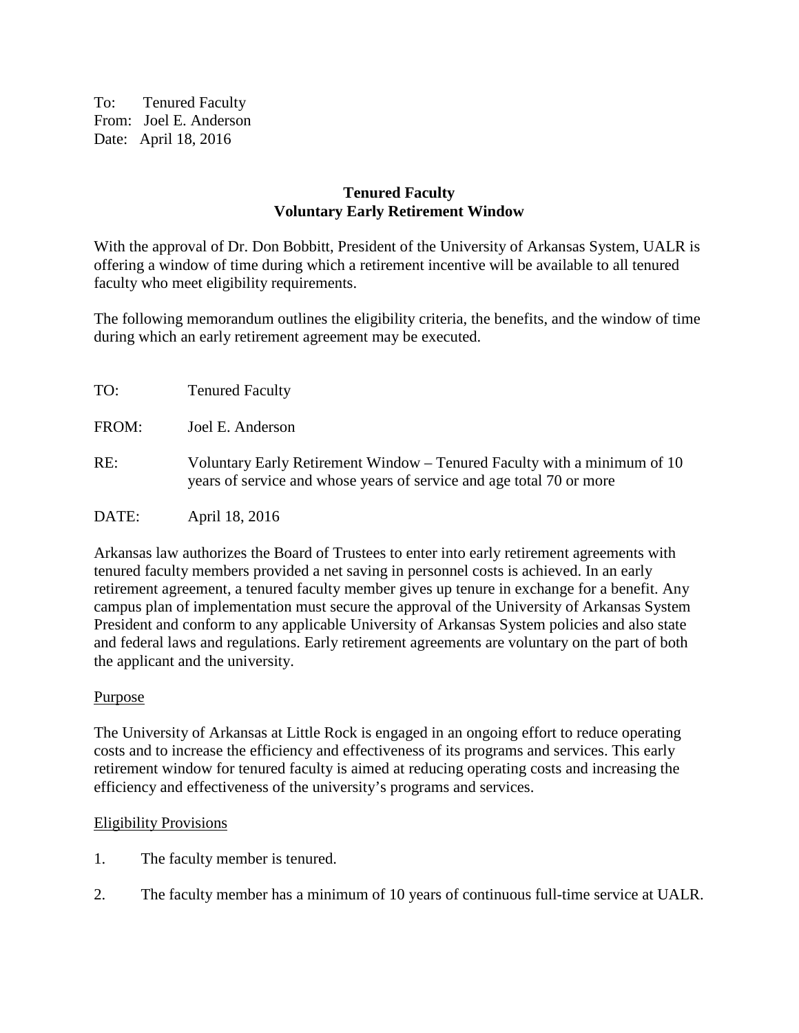To: Tenured Faculty
From: Joel E. Anderson
Date: April 18, 2016

**Tenured Faculty**
**Voluntary Early Retirement Window**

With the approval of Dr. Don Bobbitt, President of the University of Arkansas System, UALR is offering a window of time during which a retirement incentive will be available to all tenured faculty who meet eligibility requirements.

The following memorandum outlines the eligibility criteria, the benefits, and the window of time during which an early retirement agreement may be executed.

TO: Tenured Faculty

FROM: Joel E. Anderson

RE: Voluntary Early Retirement Window – Tenured Faculty with a minimum of 10 years of service and whose years of service and age total 70 or more

DATE: April 18, 2016

Arkansas law authorizes the Board of Trustees to enter into early retirement agreements with tenured faculty members provided a net saving in personnel costs is achieved. In an early retirement agreement, a tenured faculty member gives up tenure in exchange for a benefit. Any campus plan of implementation must secure the approval of the University of Arkansas System President and conform to any applicable University of Arkansas System policies and also state and federal laws and regulations. Early retirement agreements are voluntary on the part of both the applicant and the university.

<u>Purpose</u>

The University of Arkansas at Little Rock is engaged in an ongoing effort to reduce operating costs and to increase the efficiency and effectiveness of its programs and services. This early retirement window for tenured faculty is aimed at reducing operating costs and increasing the efficiency and effectiveness of the university's programs and services.

<u>Eligibility Provisions</u>

1. The faculty member is tenured.

2. The faculty member has a minimum of 10 years of continuous full-time service at UALR.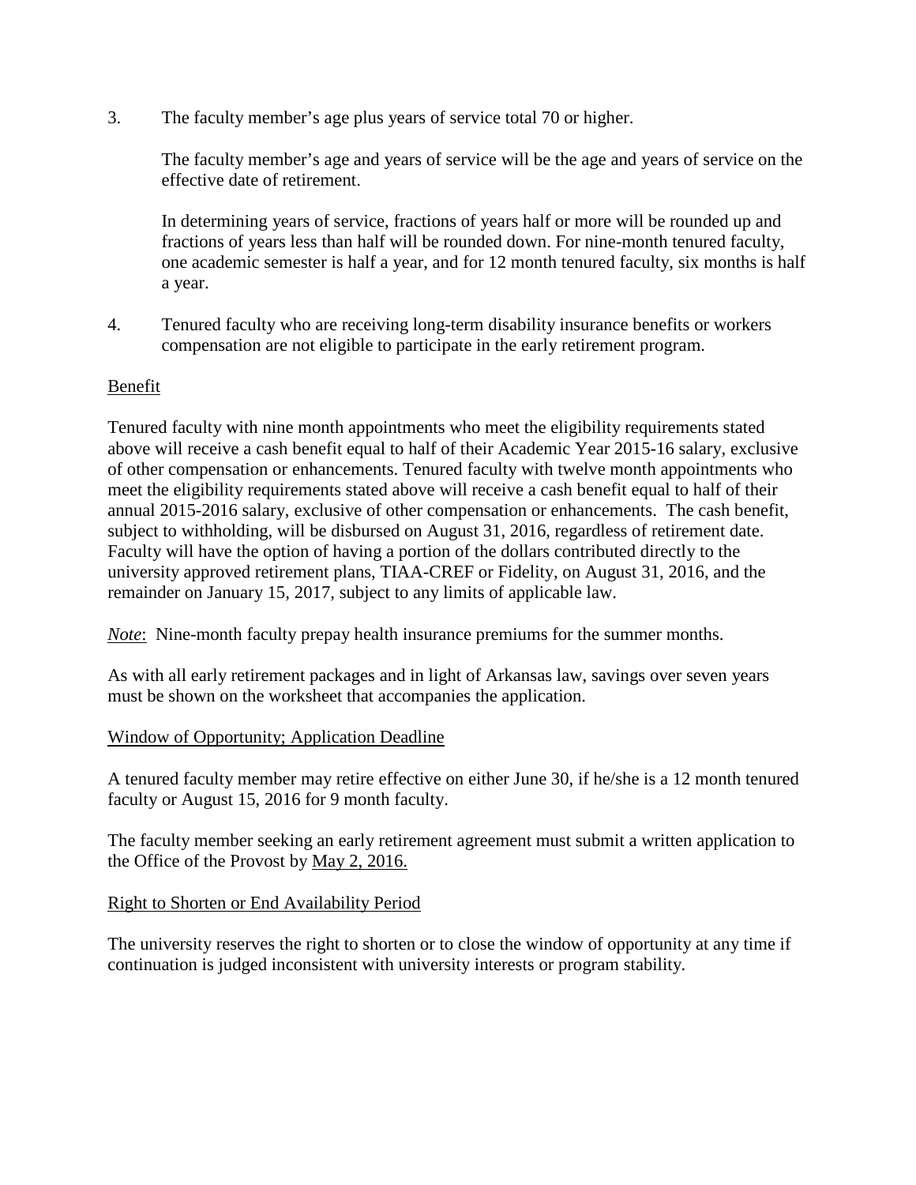3. The faculty member's age plus years of service total 70 or higher.

   The faculty member's age and years of service will be the age and years of service on the effective date of retirement.

   In determining years of service, fractions of years half or more will be rounded up and fractions of years less than half will be rounded down. For nine-month tenured faculty, one academic semester is half a year, and for 12 month tenured faculty, six months is half a year.

4. Tenured faculty who are receiving long-term disability insurance benefits or workers compensation are not eligible to participate in the early retirement program.

<u>Benefit</u>

Tenured faculty with nine month appointments who meet the eligibility requirements stated above will receive a cash benefit equal to half of their Academic Year 2015-16 salary, exclusive of other compensation or enhancements. Tenured faculty with twelve month appointments who meet the eligibility requirements stated above will receive a cash benefit equal to half of their annual 2015-2016 salary, exclusive of other compensation or enhancements. The cash benefit, subject to withholding, will be disbursed on August 31, 2016, regardless of retirement date. Faculty will have the option of having a portion of the dollars contributed directly to the university approved retirement plans, TIAA-CREF or Fidelity, on August 31, 2016, and the remainder on January 15, 2017, subject to any limits of applicable law.

*<u>Note</u>*: Nine-month faculty prepay health insurance premiums for the summer months.

As with all early retirement packages and in light of Arkansas law, savings over seven years must be shown on the worksheet that accompanies the application.

<u>Window of Opportunity; Application Deadline</u>

A tenured faculty member may retire effective on either June 30, if he/she is a 12 month tenured faculty or August 15, 2016 for 9 month faculty.

The faculty member seeking an early retirement agreement must submit a written application to the Office of the Provost by <u>May 2, 2016.</u>

<u>Right to Shorten or End Availability Period</u>

The university reserves the right to shorten or to close the window of opportunity at any time if continuation is judged inconsistent with university interests or program stability.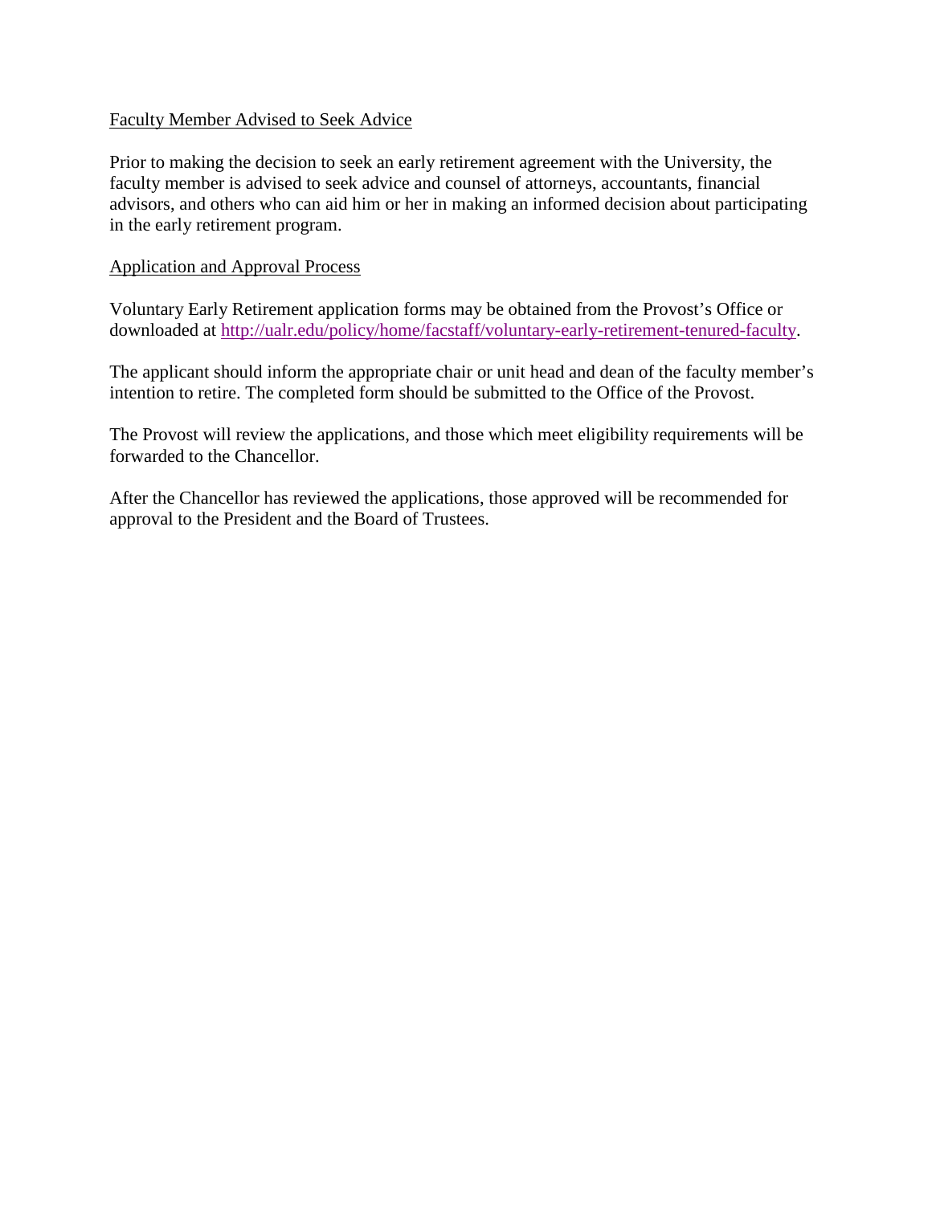Faculty Member Advised to Seek Advice

Prior to making the decision to seek an early retirement agreement with the University, the faculty member is advised to seek advice and counsel of attorneys, accountants, financial advisors, and others who can aid him or her in making an informed decision about participating in the early retirement program.

Application and Approval Process

Voluntary Early Retirement application forms may be obtained from the Provost's Office or downloaded at [http://ualr.edu/policy/home/facstaff/voluntary-early-retirement-tenured-faculty](http://ualr.edu/policy/home/facstaff/voluntary-early-retirement-tenured-faculty).

The applicant should inform the appropriate chair or unit head and dean of the faculty member's intention to retire. The completed form should be submitted to the Office of the Provost.

The Provost will review the applications, and those which meet eligibility requirements will be forwarded to the Chancellor.

After the Chancellor has reviewed the applications, those approved will be recommended for approval to the President and the Board of Trustees.